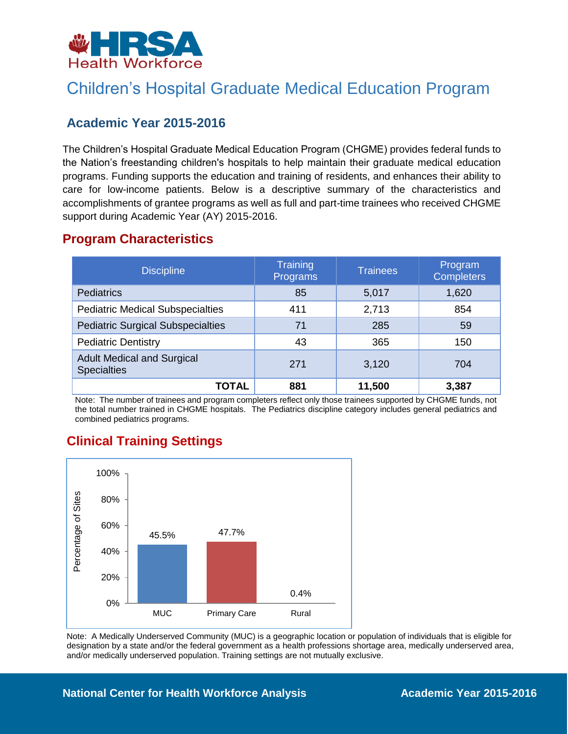HRSA Health Workforce

# Children's Hospital Graduate Medical Education Program

## Academic Year 2015-2016

The Children's Hospital Graduate Medical Education Program (CHGME) provides federal funds to the Nation's freestanding children's hospitals to help maintain their graduate medical education programs. Funding supports the education and training of residents, and enhances their ability to care for low-income patients. Below is a descriptive summary of the characteristics and accomplishments of grantee programs as well as full and part-time trainees who received CHGME support during Academic Year (AY) 2015-2016.

## Program Characteristics

| Discipline | Training Programs | Trainees | Program Completers |
|---|---|---|---|
| Pediatrics | 85 | 5,017 | 1,620 |
| Pediatric Medical Subspecialties | 411 | 2,713 | 854 |
| Pediatric Surgical Subspecialties | 71 | 285 | 59 |
| Pediatric Dentistry | 43 | 365 | 150 |
| Adult Medical and Surgical Specialties | 271 | 3,120 | 704 |
| **TOTAL** | **881** | **11,500** | **3,387** |

Note: The number of trainees and program completers reflect only those trainees supported by CHGME funds, not the total number trained in CHGME hospitals. The Pediatrics discipline category includes general pediatrics and combined pediatrics programs.

## Clinical Training Settings

| Setting | Percentage of Sites |
|---|---|
| MUC | 45.5% |
| Primary Care | 47.7% |
| Rural | 0.4% |

Note: A Medically Underserved Community (MUC) is a geographic location or population of individuals that is eligible for designation by a state and/or the federal government as a health professions shortage area, medically underserved area, and/or medically underserved population. Training settings are not mutually exclusive.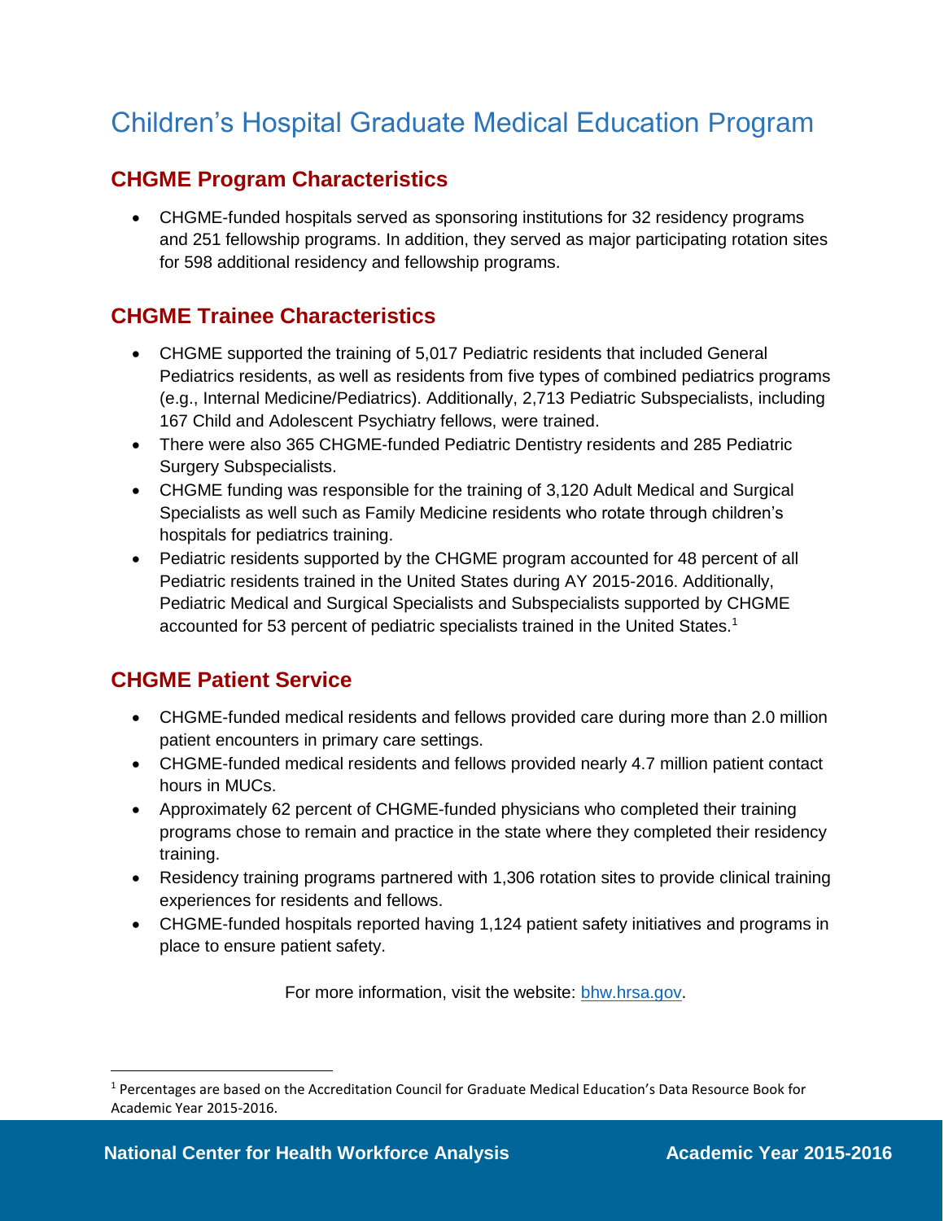# Children's Hospital Graduate Medical Education Program

## CHGME Program Characteristics

- CHGME-funded hospitals served as sponsoring institutions for 32 residency programs and 251 fellowship programs. In addition, they served as major participating rotation sites for 598 additional residency and fellowship programs.

## CHGME Trainee Characteristics

- CHGME supported the training of 5,017 Pediatric residents that included General Pediatrics residents, as well as residents from five types of combined pediatrics programs (e.g., Internal Medicine/Pediatrics). Additionally, 2,713 Pediatric Subspecialists, including 167 Child and Adolescent Psychiatry fellows, were trained.
- There were also 365 CHGME-funded Pediatric Dentistry residents and 285 Pediatric Surgery Subspecialists.
- CHGME funding was responsible for the training of 3,120 Adult Medical and Surgical Specialists as well such as Family Medicine residents who rotate through children's hospitals for pediatrics training.
- Pediatric residents supported by the CHGME program accounted for 48 percent of all Pediatric residents trained in the United States during AY 2015-2016. Additionally, Pediatric Medical and Surgical Specialists and Subspecialists supported by CHGME accounted for 53 percent of pediatric specialists trained in the United States.[1]

## CHGME Patient Service

- CHGME-funded medical residents and fellows provided care during more than 2.0 million patient encounters in primary care settings.
- CHGME-funded medical residents and fellows provided nearly 4.7 million patient contact hours in MUCs.
- Approximately 62 percent of CHGME-funded physicians who completed their training programs chose to remain and practice in the state where they completed their residency training.
- Residency training programs partnered with 1,306 rotation sites to provide clinical training experiences for residents and fellows.
- CHGME-funded hospitals reported having 1,124 patient safety initiatives and programs in place to ensure patient safety.

For more information, visit the website: bhw.hrsa.gov.

[1] Percentages are based on the Accreditation Council for Graduate Medical Education's Data Resource Book for Academic Year 2015-2016.

National Center for Health Workforce Analysis    Academic Year 2015-2016